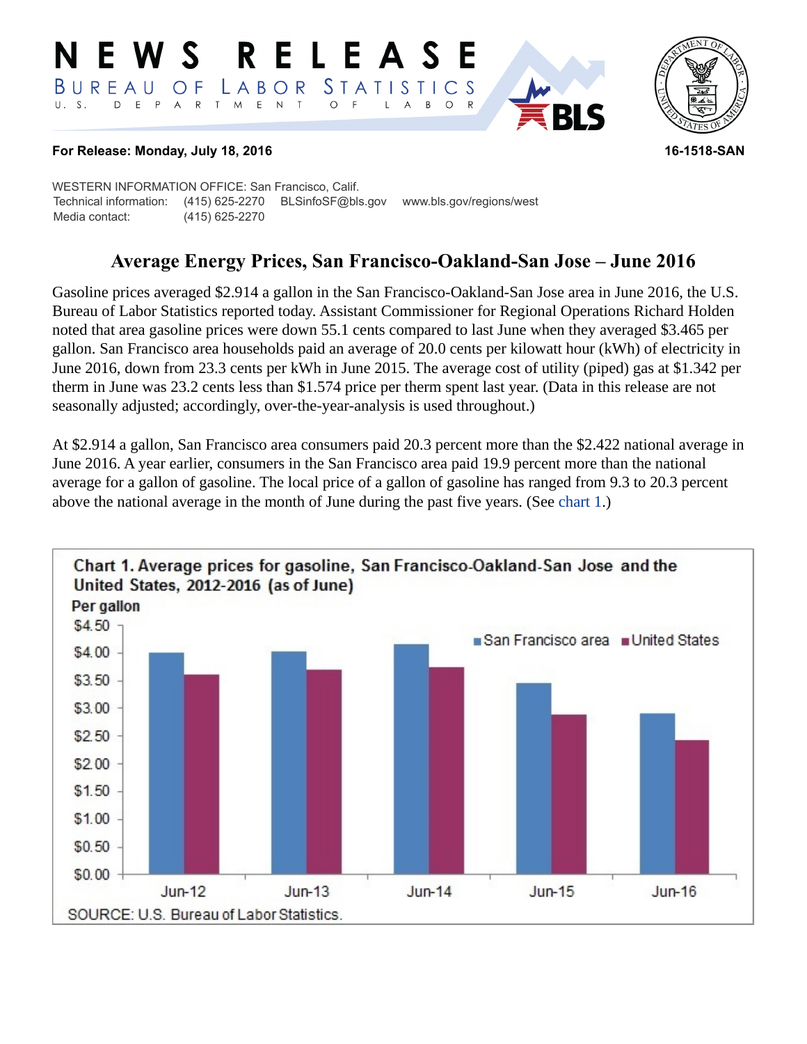# NEWS RELEASE

BUREAU OF LABOR STATISTICS
U. S. DEPARTMENT OF LABOR

**For Release: Monday, July 18, 2016** **16-1518-SAN**

WESTERN INFORMATION OFFICE: San Francisco, Calif.
Technical information: (415) 625-2270 BLSinfoSF@bls.gov www.bls.gov/regions/west
Media contact: (415) 625-2270

## Average Energy Prices, San Francisco-Oakland-San Jose – June 2016

Gasoline prices averaged $2.914 a gallon in the San Francisco-Oakland-San Jose area in June 2016, the U.S. Bureau of Labor Statistics reported today. Assistant Commissioner for Regional Operations Richard Holden noted that area gasoline prices were down 55.1 cents compared to last June when they averaged $3.465 per gallon. San Francisco area households paid an average of 20.0 cents per kilowatt hour (kWh) of electricity in June 2016, down from 23.3 cents per kWh in June 2015. The average cost of utility (piped) gas at $1.342 per therm in June was 23.2 cents less than $1.574 price per therm spent last year. (Data in this release are not seasonally adjusted; accordingly, over-the-year-analysis is used throughout.)

At $2.914 a gallon, San Francisco area consumers paid 20.3 percent more than the $2.422 national average in June 2016. A year earlier, consumers in the San Francisco area paid 19.9 percent more than the national average for a gallon of gasoline. The local price of a gallon of gasoline has ranged from 9.3 to 20.3 percent above the national average in the month of June during the past five years. (See chart 1.)

Chart 1. Average prices for gasoline, San Francisco-Oakland-San Jose and the United States, 2012-2016 (as of June)

SOURCE: U.S. Bureau of Labor Statistics.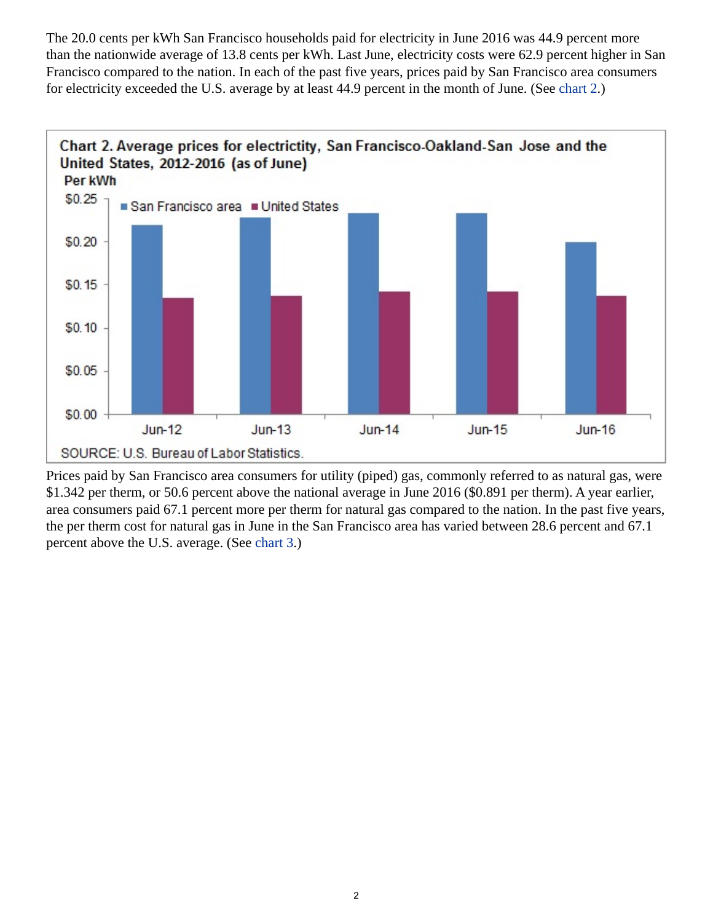The 20.0 cents per kWh San Francisco households paid for electricity in June 2016 was 44.9 percent more than the nationwide average of 13.8 cents per kWh. Last June, electricity costs were 62.9 percent higher in San Francisco compared to the nation. In each of the past five years, prices paid by San Francisco area consumers for electricity exceeded the U.S. average by at least 44.9 percent in the month of June. (See chart 2.)

**Chart 2. Average prices for electrictity, San Francisco-Oakland-San Jose and the United States, 2012-2016 (as of June)**

SOURCE: U.S. Bureau of Labor Statistics.

Prices paid by San Francisco area consumers for utility (piped) gas, commonly referred to as natural gas, were $1.342 per therm, or 50.6 percent above the national average in June 2016 ($0.891 per therm). A year earlier, area consumers paid 67.1 percent more per therm for natural gas compared to the nation. In the past five years, the per therm cost for natural gas in June in the San Francisco area has varied between 28.6 percent and 67.1 percent above the U.S. average. (See chart 3.)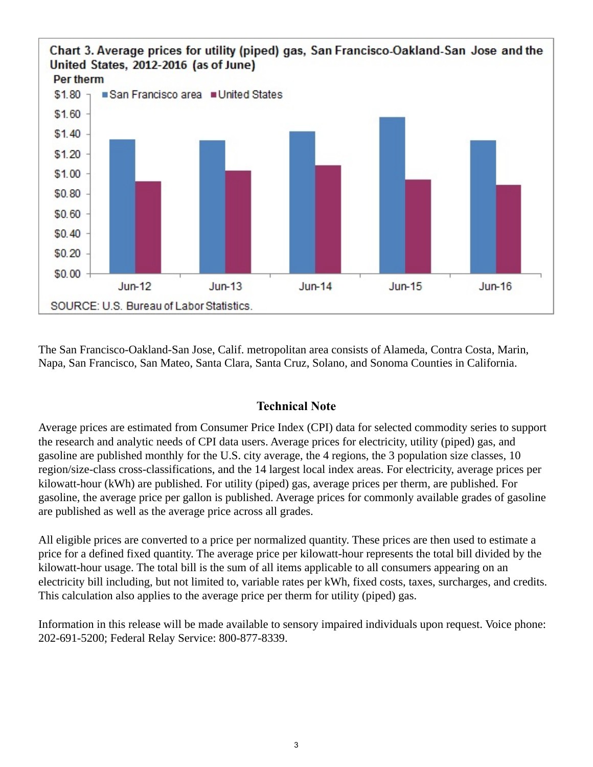**Chart 3. Average prices for utility (piped) gas, San Francisco-Oakland-San Jose and the United States, 2012-2016 (as of June)**

Per therm

SOURCE: U.S. Bureau of Labor Statistics.

The San Francisco-Oakland-San Jose, Calif. metropolitan area consists of Alameda, Contra Costa, Marin, Napa, San Francisco, San Mateo, Santa Clara, Santa Cruz, Solano, and Sonoma Counties in California.

## Technical Note

Average prices are estimated from Consumer Price Index (CPI) data for selected commodity series to support the research and analytic needs of CPI data users. Average prices for electricity, utility (piped) gas, and gasoline are published monthly for the U.S. city average, the 4 regions, the 3 population size classes, 10 region/size-class cross-classifications, and the 14 largest local index areas. For electricity, average prices per kilowatt-hour (kWh) are published. For utility (piped) gas, average prices per therm, are published. For gasoline, the average price per gallon is published. Average prices for commonly available grades of gasoline are published as well as the average price across all grades.

All eligible prices are converted to a price per normalized quantity. These prices are then used to estimate a price for a defined fixed quantity. The average price per kilowatt-hour represents the total bill divided by the kilowatt-hour usage. The total bill is the sum of all items applicable to all consumers appearing on an electricity bill including, but not limited to, variable rates per kWh, fixed costs, taxes, surcharges, and credits. This calculation also applies to the average price per therm for utility (piped) gas.

Information in this release will be made available to sensory impaired individuals upon request. Voice phone: 202-691-5200; Federal Relay Service: 800-877-8339.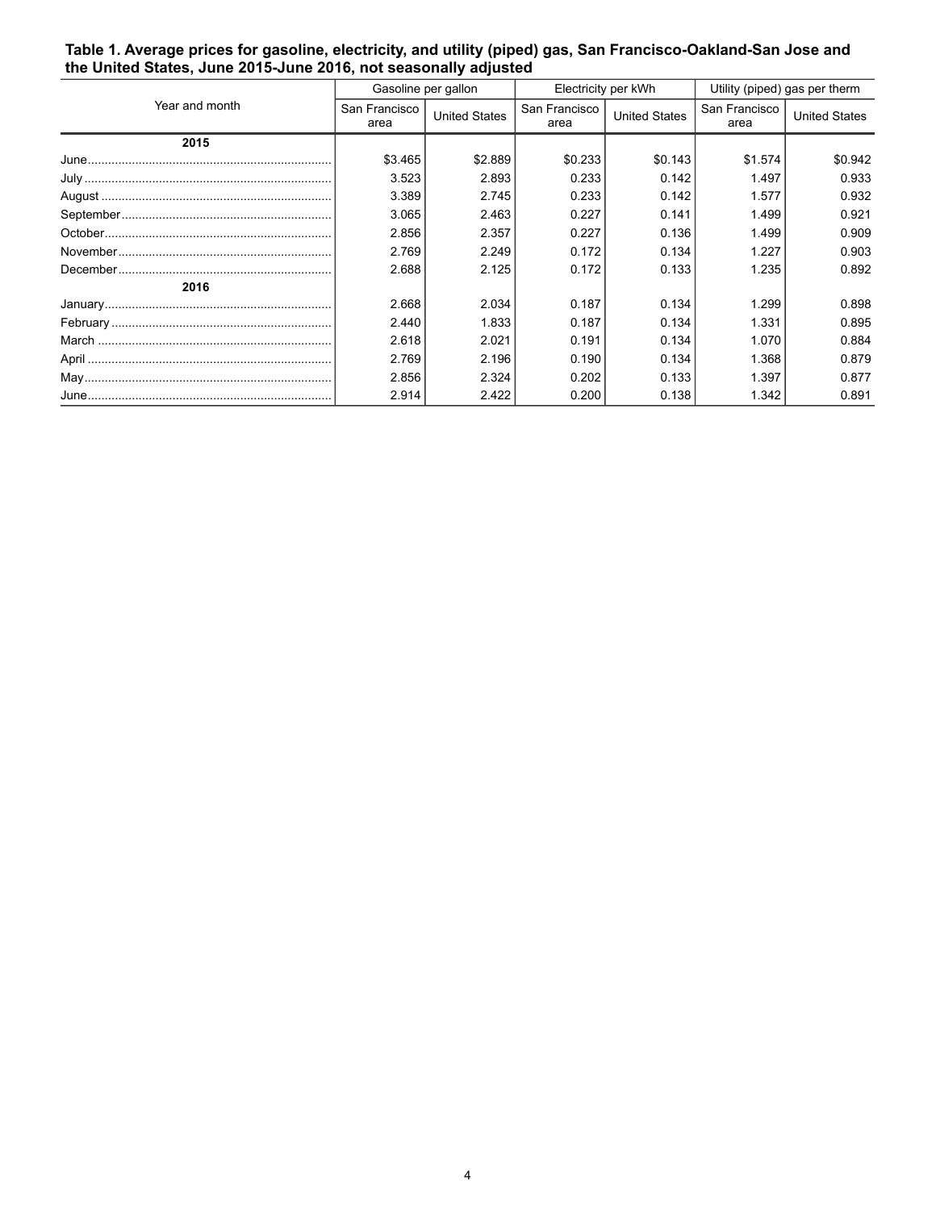**Table 1. Average prices for gasoline, electricity, and utility (piped) gas, San Francisco-Oakland-San Jose and the United States, June 2015-June 2016, not seasonally adjusted**

| Year and month | Gasoline per gallon | | Electricity per kWh | | Utility (piped) gas per therm | |
|---|---|---|---|---|---|---|
| | San Francisco area | United States | San Francisco area | United States | San Francisco area | United States |
| **2015** | | | | | | |
| June | $3.465 | $2.889 | $0.233 | $0.143 | $1.574 | $0.942 |
| July | 3.523 | 2.893 | 0.233 | 0.142 | 1.497 | 0.933 |
| August | 3.389 | 2.745 | 0.233 | 0.142 | 1.577 | 0.932 |
| September | 3.065 | 2.463 | 0.227 | 0.141 | 1.499 | 0.921 |
| October | 2.856 | 2.357 | 0.227 | 0.136 | 1.499 | 0.909 |
| November | 2.769 | 2.249 | 0.172 | 0.134 | 1.227 | 0.903 |
| December | 2.688 | 2.125 | 0.172 | 0.133 | 1.235 | 0.892 |
| **2016** | | | | | | |
| January | 2.668 | 2.034 | 0.187 | 0.134 | 1.299 | 0.898 |
| February | 2.440 | 1.833 | 0.187 | 0.134 | 1.331 | 0.895 |
| March | 2.618 | 2.021 | 0.191 | 0.134 | 1.070 | 0.884 |
| April | 2.769 | 2.196 | 0.190 | 0.134 | 1.368 | 0.879 |
| May | 2.856 | 2.324 | 0.202 | 0.133 | 1.397 | 0.877 |
| June | 2.914 | 2.422 | 0.200 | 0.138 | 1.342 | 0.891 |